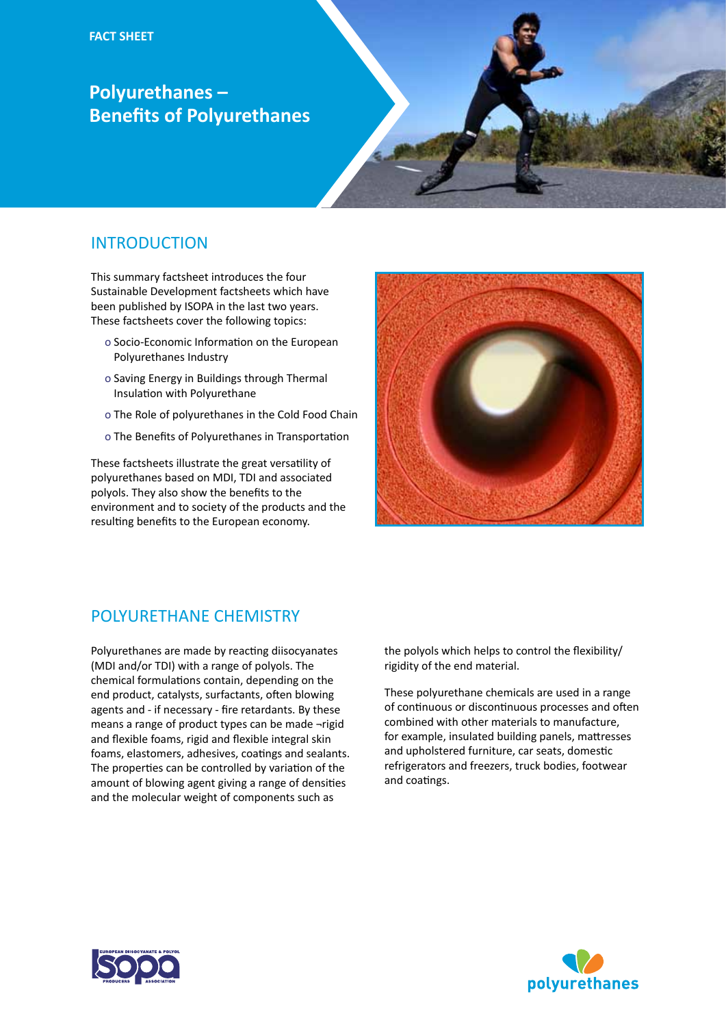FACT SHEET

# Polyurethanes – Benefits of Polyurethanes

## INTRODUCTION

This summary factsheet introduces the four Sustainable Development factsheets which have been published by ISOPA in the last two years. These factsheets cover the following topics:

- Socio-Economic Information on the European Polyurethanes Industry
- Saving Energy in Buildings through Thermal Insulation with Polyurethane
- The Role of polyurethanes in the Cold Food Chain
- The Benefits of Polyurethanes in Transportation

These factsheets illustrate the great versatility of polyurethanes based on MDI, TDI and associated polyols. They also show the benefits to the environment and to society of the products and the resulting benefits to the European economy.

## POLYURETHANE CHEMISTRY

Polyurethanes are made by reacting diisocyanates (MDI and/or TDI) with a range of polyols. The chemical formulations contain, depending on the end product, catalysts, surfactants, often blowing agents and - if necessary - fire retardants. By these means a range of product types can be made ¬rigid and flexible foams, rigid and flexible integral skin foams, elastomers, adhesives, coatings and sealants. The properties can be controlled by variation of the amount of blowing agent giving a range of densities and the molecular weight of components such as the polyols which helps to control the flexibility/ rigidity of the end material.

These polyurethane chemicals are used in a range of continuous or discontinuous processes and often combined with other materials to manufacture, for example, insulated building panels, mattresses and upholstered furniture, car seats, domestic refrigerators and freezers, truck bodies, footwear and coatings.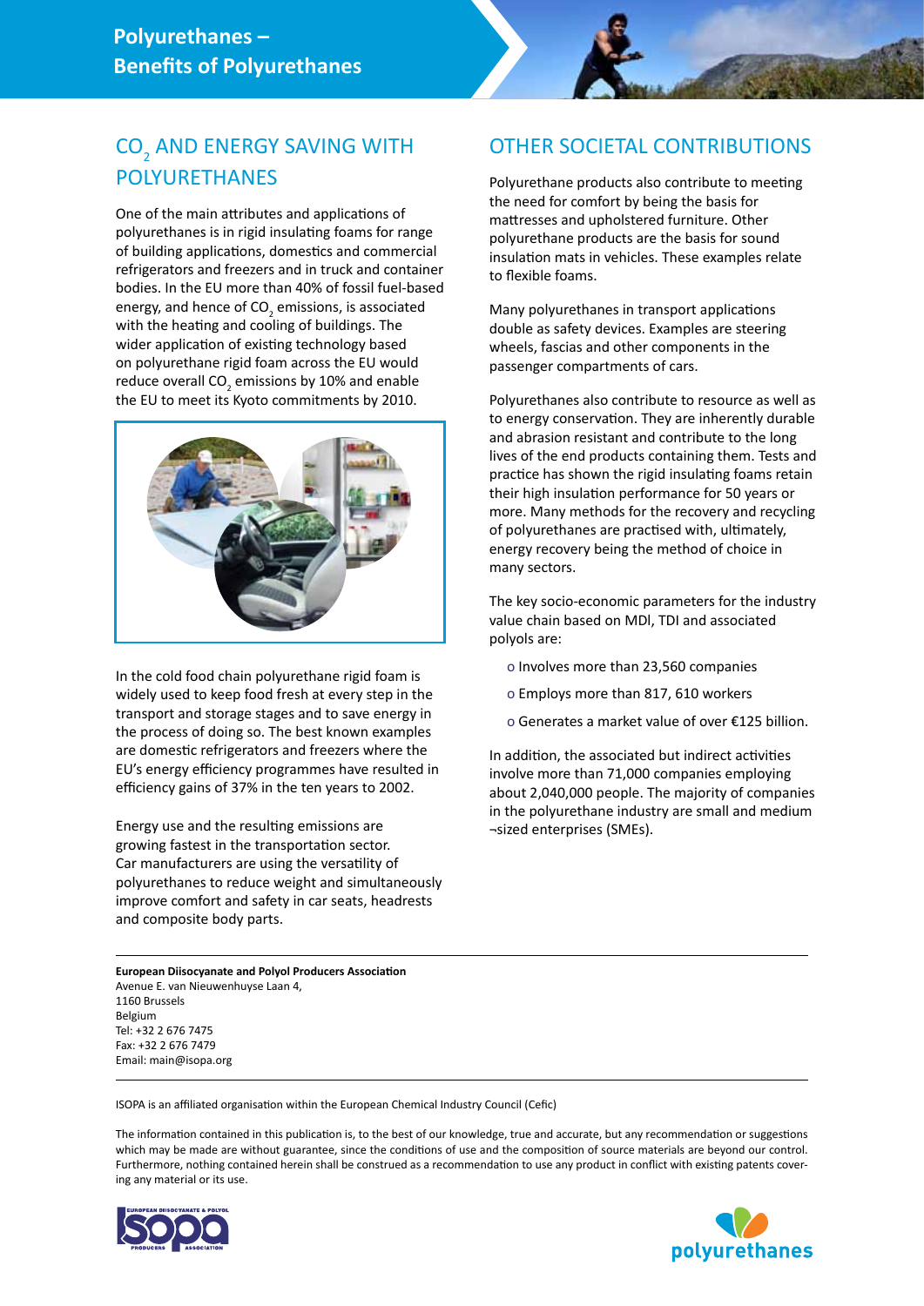# Polyurethanes – Benefits of Polyurethanes

## $CO_2$ AND ENERGY SAVING WITH POLYURETHANES

One of the main attributes and applications of polyurethanes is in rigid insulating foams for range of building applications, domestics and commercial refrigerators and freezers and in truck and container bodies. In the EU more than 40% of fossil fuel-based energy, and hence of $CO_2$ emissions, is associated with the heating and cooling of buildings. The wider application of existing technology based on polyurethane rigid foam across the EU would reduce overall $CO_2$ emissions by 10% and enable the EU to meet its Kyoto commitments by 2010.

In the cold food chain polyurethane rigid foam is widely used to keep food fresh at every step in the transport and storage stages and to save energy in the process of doing so. The best known examples are domestic refrigerators and freezers where the EU's energy efficiency programmes have resulted in efficiency gains of 37% in the ten years to 2002.

Energy use and the resulting emissions are growing fastest in the transportation sector. Car manufacturers are using the versatility of polyurethanes to reduce weight and simultaneously improve comfort and safety in car seats, headrests and composite body parts.

## OTHER SOCIETAL CONTRIBUTIONS

Polyurethane products also contribute to meeting the need for comfort by being the basis for mattresses and upholstered furniture. Other polyurethane products are the basis for sound insulation mats in vehicles. These examples relate to flexible foams.

Many polyurethanes in transport applications double as safety devices. Examples are steering wheels, fascias and other components in the passenger compartments of cars.

Polyurethanes also contribute to resource as well as to energy conservation. They are inherently durable and abrasion resistant and contribute to the long lives of the end products containing them. Tests and practice has shown the rigid insulating foams retain their high insulation performance for 50 years or more. Many methods for the recovery and recycling of polyurethanes are practised with, ultimately, energy recovery being the method of choice in many sectors.

The key socio-economic parameters for the industry value chain based on MDI, TDI and associated polyols are:

- Involves more than 23,560 companies
- Employs more than 817, 610 workers
- Generates a market value of over €125 billion.

In addition, the associated but indirect activities involve more than 71,000 companies employing about 2,040,000 people. The majority of companies in the polyurethane industry are small and medium ¬sized enterprises (SMEs).

---

**European Diisocyanate and Polyol Producers Association**
Avenue E. van Nieuwenhuyse Laan 4,
1160 Brussels
Belgium
Tel: +32 2 676 7475
Fax: +32 2 676 7479
Email: main@isopa.org

---

ISOPA is an affiliated organisation within the European Chemical Industry Council (Cefic)

The information contained in this publication is, to the best of our knowledge, true and accurate, but any recommendation or suggestions which may be made are without guarantee, since the conditions of use and the composition of source materials are beyond our control. Furthermore, nothing contained herein shall be construed as a recommendation to use any product in conflict with existing patents covering any material or its use.